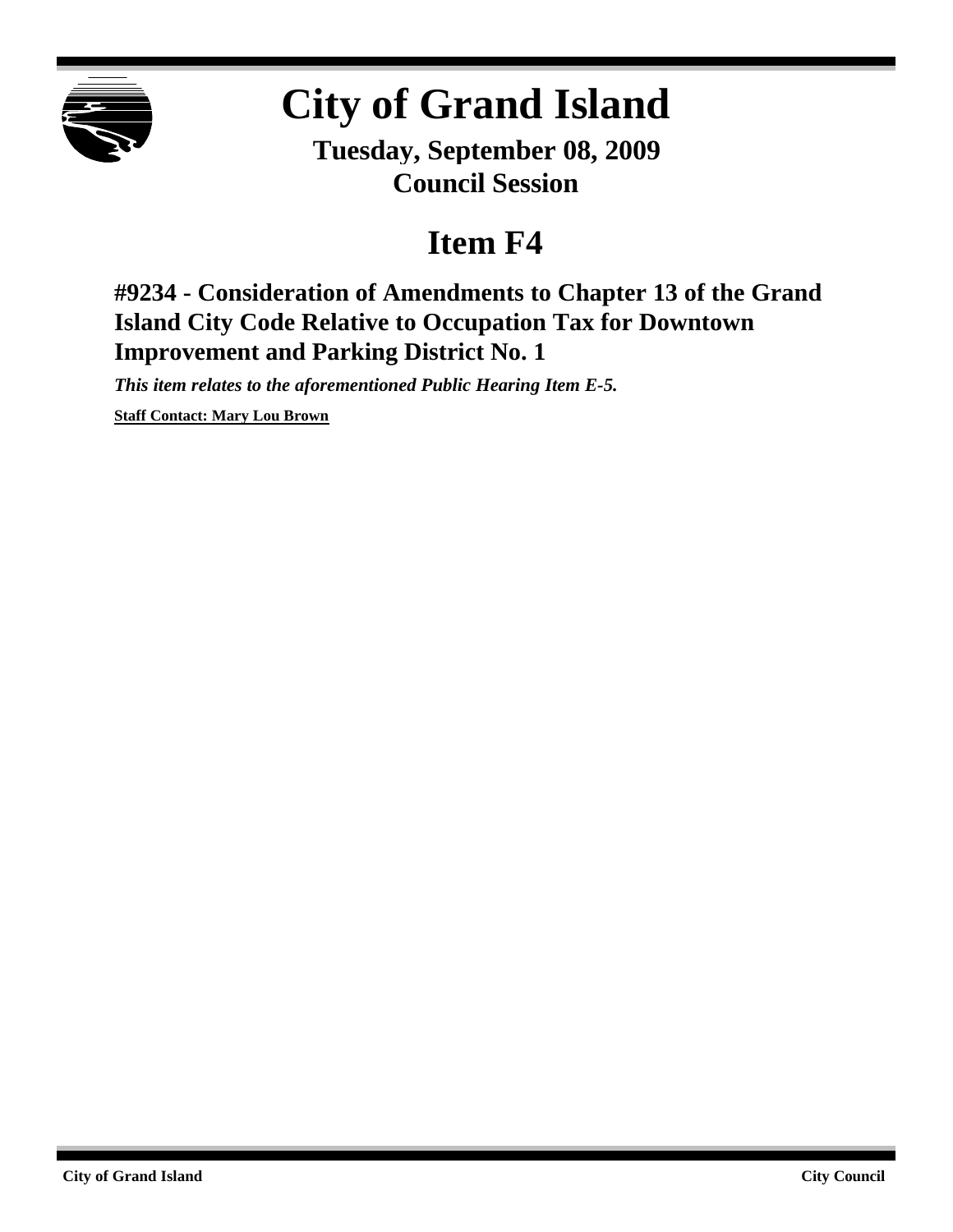# City of Grand Island

**Tuesday, September 08, 2009**
**Council Session**

# Item F4

## #9234 - Consideration of Amendments to Chapter 13 of the Grand Island City Code Relative to Occupation Tax for Downtown Improvement and Parking District No. 1

***This item relates to the aforementioned Public Hearing Item E-5.***

**Staff Contact: Mary Lou Brown**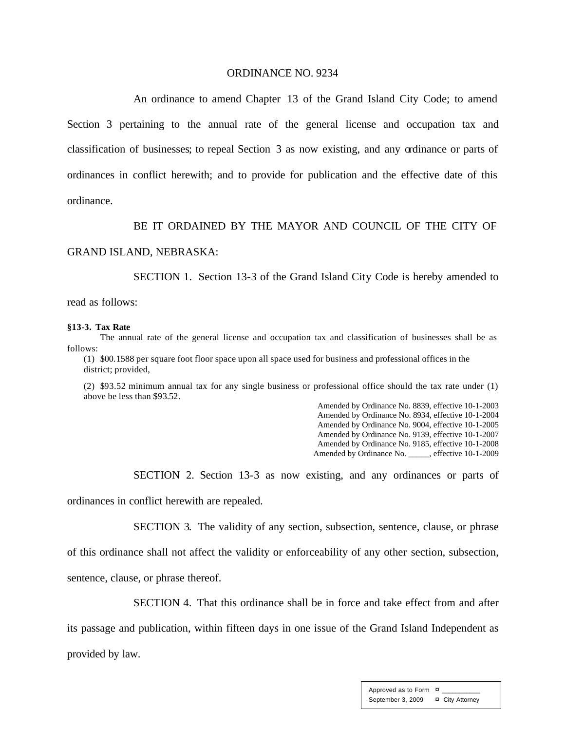ORDINANCE NO. 9234

An ordinance to amend Chapter 13 of the Grand Island City Code; to amend Section 3 pertaining to the annual rate of the general license and occupation tax and classification of businesses; to repeal Section 3 as now existing, and any ordinance or parts of ordinances in conflict herewith; and to provide for publication and the effective date of this ordinance.

BE IT ORDAINED BY THE MAYOR AND COUNCIL OF THE CITY OF GRAND ISLAND, NEBRASKA:

SECTION 1. Section 13-3 of the Grand Island City Code is hereby amended to read as follows:

**§13-3. Tax Rate**

The annual rate of the general license and occupation tax and classification of businesses shall be as follows:

(1) $00.1588 per square foot floor space upon all space used for business and professional offices in the district; provided,

(2) $93.52 minimum annual tax for any single business or professional office should the tax rate under (1) above be less than $93.52.

Amended by Ordinance No. 8839, effective 10-1-2003
Amended by Ordinance No. 8934, effective 10-1-2004
Amended by Ordinance No. 9004, effective 10-1-2005
Amended by Ordinance No. 9139, effective 10-1-2007
Amended by Ordinance No. 9185, effective 10-1-2008
Amended by Ordinance No. _____, effective 10-1-2009

SECTION 2. Section 13-3 as now existing, and any ordinances or parts of ordinances in conflict herewith are repealed.

SECTION 3. The validity of any section, subsection, sentence, clause, or phrase of this ordinance shall not affect the validity or enforceability of any other section, subsection, sentence, clause, or phrase thereof.

SECTION 4. That this ordinance shall be in force and take effect from and after its passage and publication, within fifteen days in one issue of the Grand Island Independent as provided by law.

| Approved as to Form | ¤ __________ |
|---|---|
| September 3, 2009 | ¤ City Attorney |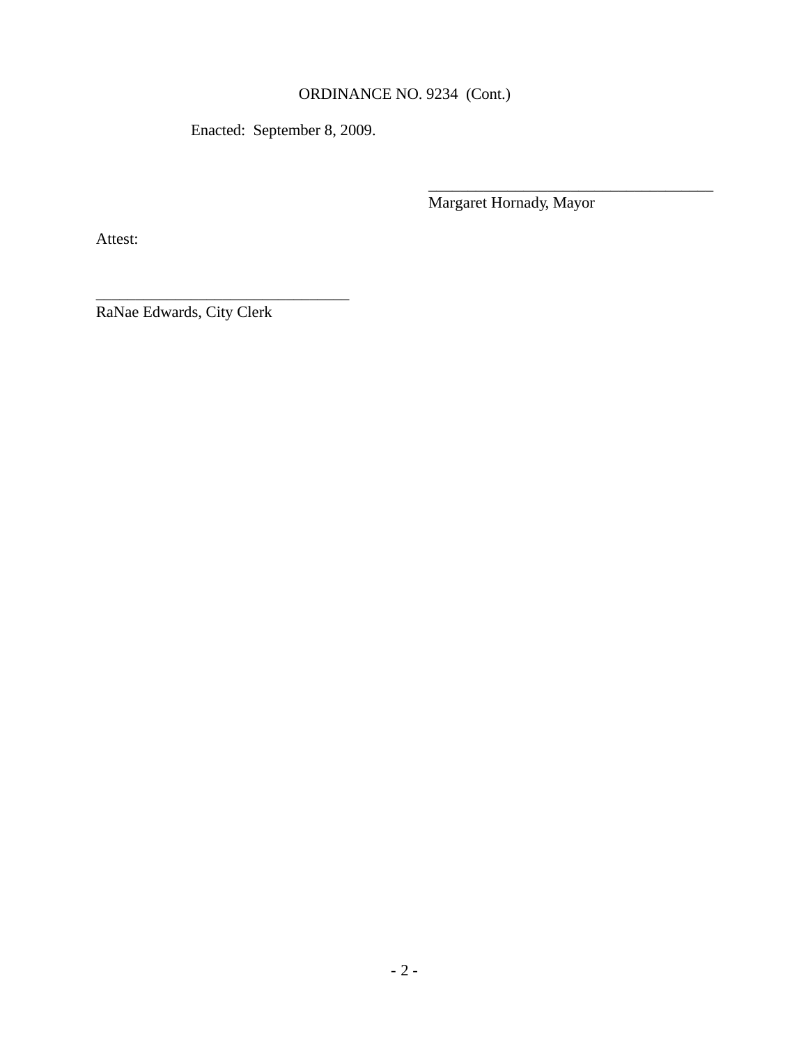ORDINANCE NO. 9234 (Cont.)

Enacted: September 8, 2009.

_____________________________________
Margaret Hornady, Mayor

Attest:

_________________________________
RaNae Edwards, City Clerk